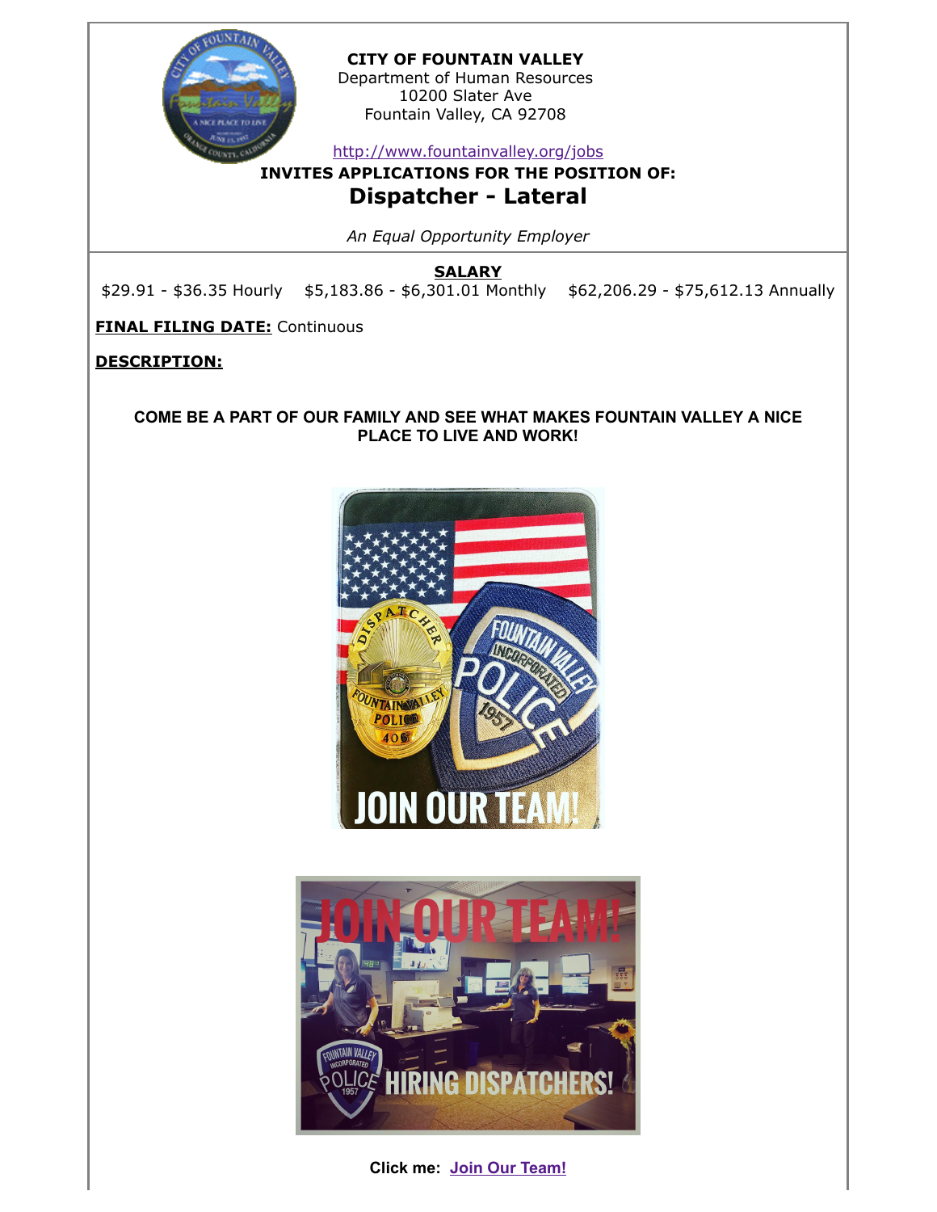**CITY OF FOUNTAIN VALLEY**
Department of Human Resources
10200 Slater Ave
Fountain Valley, CA 92708

http://www.fountainvalley.org/jobs

**INVITES APPLICATIONS FOR THE POSITION OF:**

# Dispatcher - Lateral

*An Equal Opportunity Employer*

**SALARY**

$29.91 - $36.35 Hourly   $5,183.86 - $6,301.01 Monthly   $62,206.29 - $75,612.13 Annually

**FINAL FILING DATE:** Continuous

**DESCRIPTION:**

**COME BE A PART OF OUR FAMILY AND SEE WHAT MAKES FOUNTAIN VALLEY A NICE PLACE TO LIVE AND WORK!**

**Click me: Join Our Team!**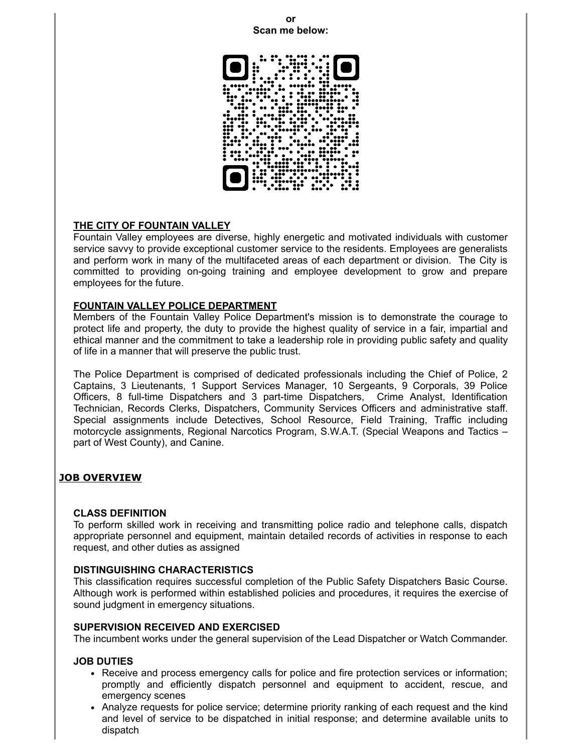**or**
**Scan me below:**

### THE CITY OF FOUNTAIN VALLEY

Fountain Valley employees are diverse, highly energetic and motivated individuals with customer service savvy to provide exceptional customer service to the residents. Employees are generalists and perform work in many of the multifaceted areas of each department or division. The City is committed to providing on-going training and employee development to grow and prepare employees for the future.

### FOUNTAIN VALLEY POLICE DEPARTMENT

Members of the Fountain Valley Police Department's mission is to demonstrate the courage to protect life and property, the duty to provide the highest quality of service in a fair, impartial and ethical manner and the commitment to take a leadership role in providing public safety and quality of life in a manner that will preserve the public trust.

The Police Department is comprised of dedicated professionals including the Chief of Police, 2 Captains, 3 Lieutenants, 1 Support Services Manager, 10 Sergeants, 9 Corporals, 39 Police Officers, 8 full-time Dispatchers and 3 part-time Dispatchers, Crime Analyst, Identification Technician, Records Clerks, Dispatchers, Community Services Officers and administrative staff. Special assignments include Detectives, School Resource, Field Training, Traffic including motorcycle assignments, Regional Narcotics Program, S.W.A.T. (Special Weapons and Tactics – part of West County), and Canine.

## JOB OVERVIEW

### CLASS DEFINITION

To perform skilled work in receiving and transmitting police radio and telephone calls, dispatch appropriate personnel and equipment, maintain detailed records of activities in response to each request, and other duties as assigned

### DISTINGUISHING CHARACTERISTICS

This classification requires successful completion of the Public Safety Dispatchers Basic Course. Although work is performed within established policies and procedures, it requires the exercise of sound judgment in emergency situations.

### SUPERVISION RECEIVED AND EXERCISED

The incumbent works under the general supervision of the Lead Dispatcher or Watch Commander.

### JOB DUTIES

- Receive and process emergency calls for police and fire protection services or information; promptly and efficiently dispatch personnel and equipment to accident, rescue, and emergency scenes
- Analyze requests for police service; determine priority ranking of each request and the kind and level of service to be dispatched in initial response; and determine available units to dispatch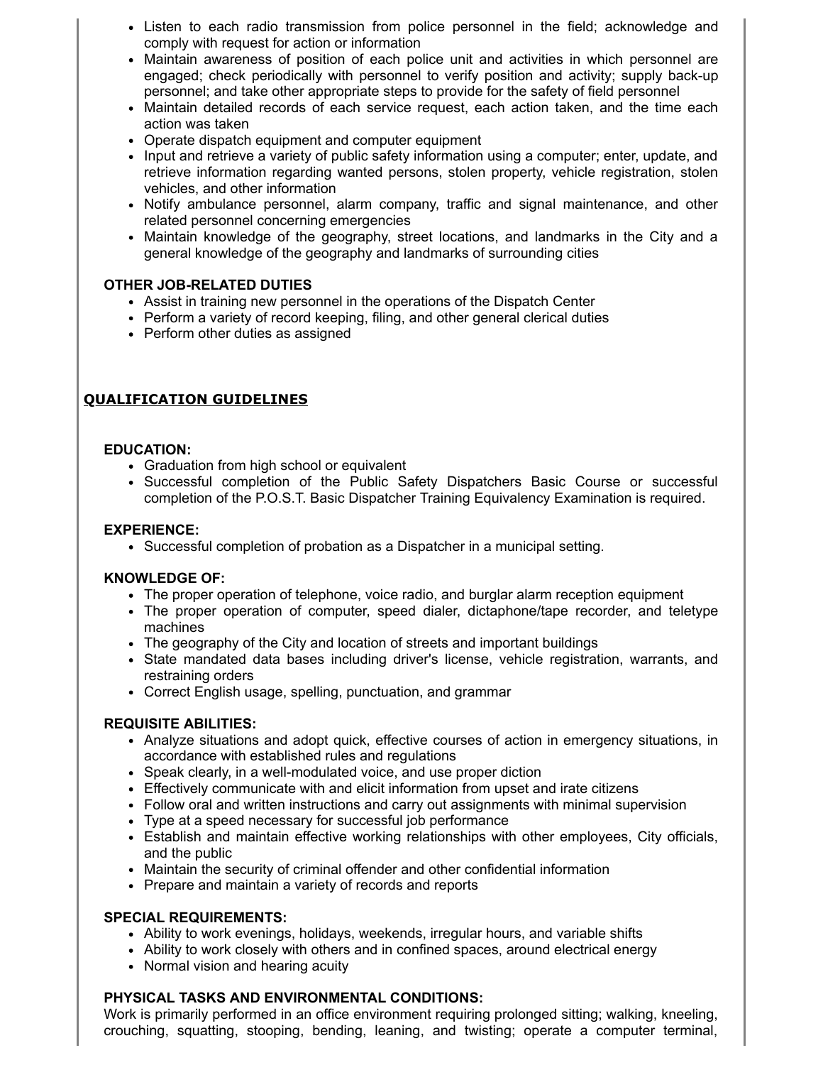- Listen to each radio transmission from police personnel in the field; acknowledge and comply with request for action or information
- Maintain awareness of position of each police unit and activities in which personnel are engaged; check periodically with personnel to verify position and activity; supply back-up personnel; and take other appropriate steps to provide for the safety of field personnel
- Maintain detailed records of each service request, each action taken, and the time each action was taken
- Operate dispatch equipment and computer equipment
- Input and retrieve a variety of public safety information using a computer; enter, update, and retrieve information regarding wanted persons, stolen property, vehicle registration, stolen vehicles, and other information
- Notify ambulance personnel, alarm company, traffic and signal maintenance, and other related personnel concerning emergencies
- Maintain knowledge of the geography, street locations, and landmarks in the City and a general knowledge of the geography and landmarks of surrounding cities

**OTHER JOB-RELATED DUTIES**

- Assist in training new personnel in the operations of the Dispatch Center
- Perform a variety of record keeping, filing, and other general clerical duties
- Perform other duties as assigned

## QUALIFICATION GUIDELINES

**EDUCATION:**

- Graduation from high school or equivalent
- Successful completion of the Public Safety Dispatchers Basic Course or successful completion of the P.O.S.T. Basic Dispatcher Training Equivalency Examination is required.

**EXPERIENCE:**

- Successful completion of probation as a Dispatcher in a municipal setting.

**KNOWLEDGE OF:**

- The proper operation of telephone, voice radio, and burglar alarm reception equipment
- The proper operation of computer, speed dialer, dictaphone/tape recorder, and teletype machines
- The geography of the City and location of streets and important buildings
- State mandated data bases including driver's license, vehicle registration, warrants, and restraining orders
- Correct English usage, spelling, punctuation, and grammar

**REQUISITE ABILITIES:**

- Analyze situations and adopt quick, effective courses of action in emergency situations, in accordance with established rules and regulations
- Speak clearly, in a well-modulated voice, and use proper diction
- Effectively communicate with and elicit information from upset and irate citizens
- Follow oral and written instructions and carry out assignments with minimal supervision
- Type at a speed necessary for successful job performance
- Establish and maintain effective working relationships with other employees, City officials, and the public
- Maintain the security of criminal offender and other confidential information
- Prepare and maintain a variety of records and reports

**SPECIAL REQUIREMENTS:**

- Ability to work evenings, holidays, weekends, irregular hours, and variable shifts
- Ability to work closely with others and in confined spaces, around electrical energy
- Normal vision and hearing acuity

**PHYSICAL TASKS AND ENVIRONMENTAL CONDITIONS:**

Work is primarily performed in an office environment requiring prolonged sitting; walking, kneeling, crouching, squatting, stooping, bending, leaning, and twisting; operate a computer terminal,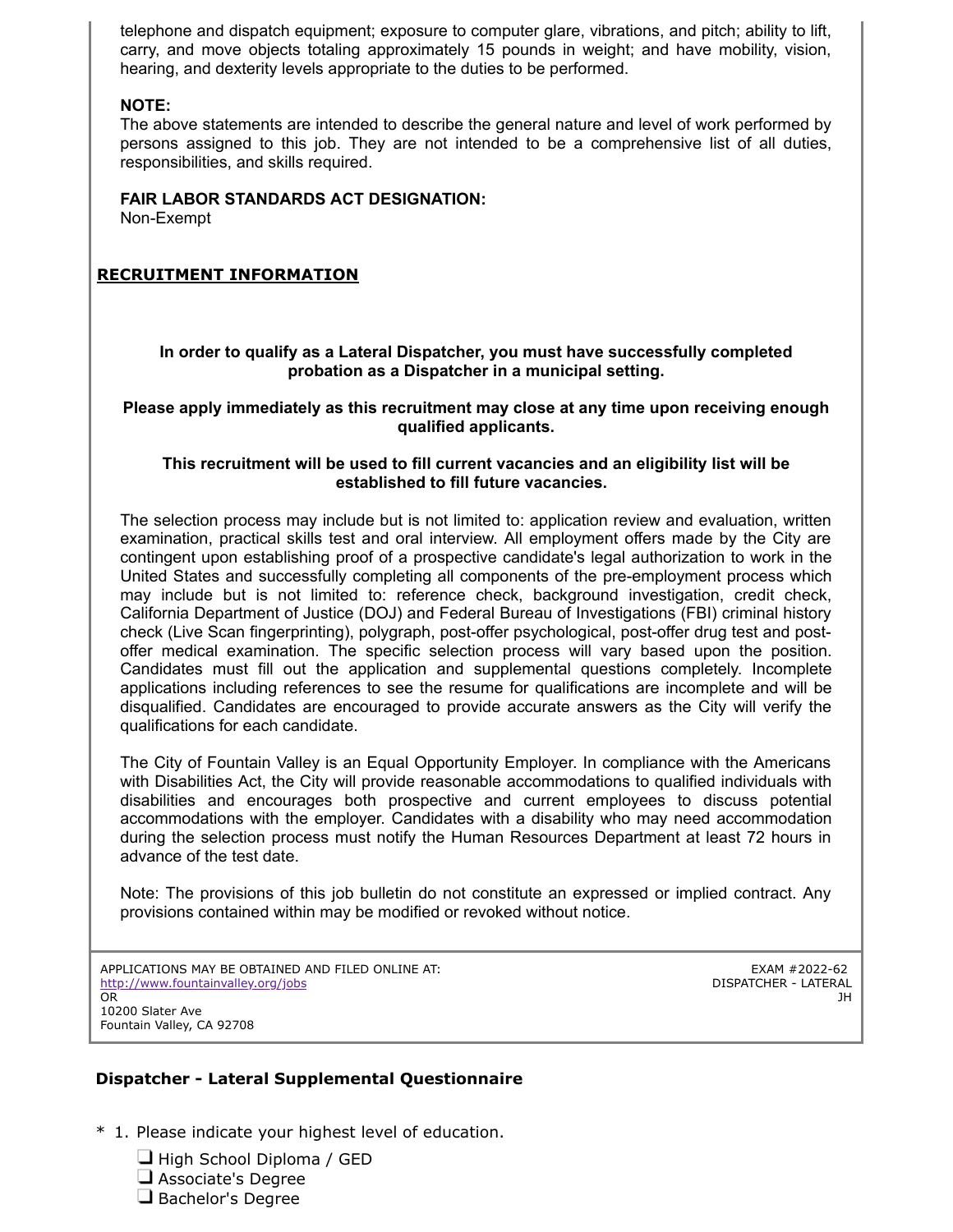telephone and dispatch equipment; exposure to computer glare, vibrations, and pitch; ability to lift, carry, and move objects totaling approximately 15 pounds in weight; and have mobility, vision, hearing, and dexterity levels appropriate to the duties to be performed.

**NOTE:**
The above statements are intended to describe the general nature and level of work performed by persons assigned to this job. They are not intended to be a comprehensive list of all duties, responsibilities, and skills required.

**FAIR LABOR STANDARDS ACT DESIGNATION:**
Non-Exempt

## RECRUITMENT INFORMATION

**In order to qualify as a Lateral Dispatcher, you must have successfully completed probation as a Dispatcher in a municipal setting.**

**Please apply immediately as this recruitment may close at any time upon receiving enough qualified applicants.**

**This recruitment will be used to fill current vacancies and an eligibility list will be established to fill future vacancies.**

The selection process may include but is not limited to: application review and evaluation, written examination, practical skills test and oral interview. All employment offers made by the City are contingent upon establishing proof of a prospective candidate's legal authorization to work in the United States and successfully completing all components of the pre-employment process which may include but is not limited to: reference check, background investigation, credit check, California Department of Justice (DOJ) and Federal Bureau of Investigations (FBI) criminal history check (Live Scan fingerprinting), polygraph, post-offer psychological, post-offer drug test and post-offer medical examination. The specific selection process will vary based upon the position. Candidates must fill out the application and supplemental questions completely. Incomplete applications including references to see the resume for qualifications are incomplete and will be disqualified. Candidates are encouraged to provide accurate answers as the City will verify the qualifications for each candidate.

The City of Fountain Valley is an Equal Opportunity Employer. In compliance with the Americans with Disabilities Act, the City will provide reasonable accommodations to qualified individuals with disabilities and encourages both prospective and current employees to discuss potential accommodations with the employer. Candidates with a disability who may need accommodation during the selection process must notify the Human Resources Department at least 72 hours in advance of the test date.

Note: The provisions of this job bulletin do not constitute an expressed or implied contract. Any provisions contained within may be modified or revoked without notice.

APPLICATIONS MAY BE OBTAINED AND FILED ONLINE AT:
http://www.fountainvalley.org/jobs
OR
10200 Slater Ave
Fountain Valley, CA 92708

EXAM #2022-62
DISPATCHER - LATERAL
JH

## Dispatcher - Lateral Supplemental Questionnaire

* 1. Please indicate your highest level of education.

- ❑ High School Diploma / GED
- ❑ Associate's Degree
- ❑ Bachelor's Degree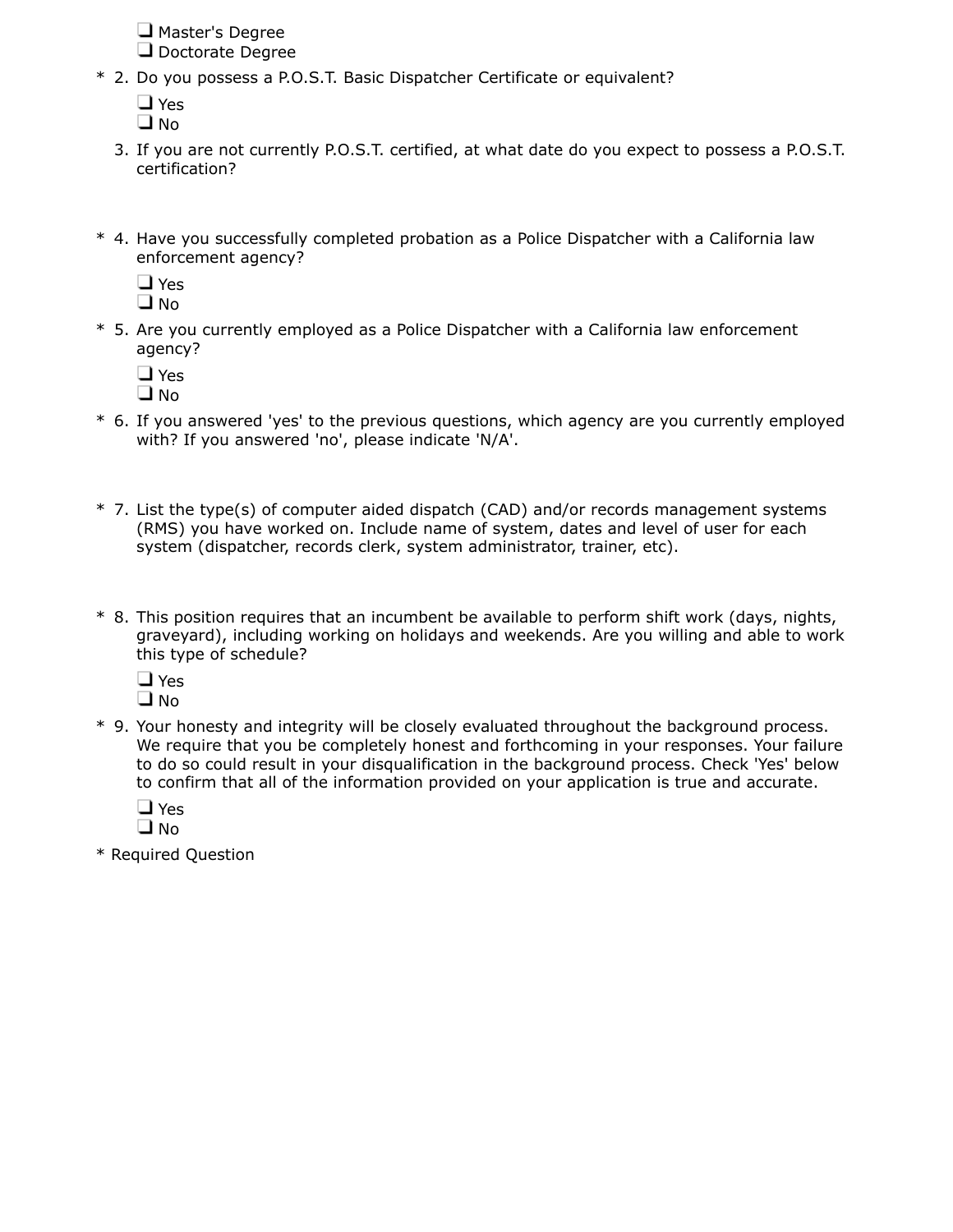- ❑ Master's Degree
- ❑ Doctorate Degree

\* 2. Do you possess a P.O.S.T. Basic Dispatcher Certificate or equivalent?

- ❑ Yes
- ❑ No

3. If you are not currently P.O.S.T. certified, at what date do you expect to possess a P.O.S.T. certification?

\* 4. Have you successfully completed probation as a Police Dispatcher with a California law enforcement agency?

- ❑ Yes
- ❑ No

\* 5. Are you currently employed as a Police Dispatcher with a California law enforcement agency?

- ❑ Yes
- ❑ No

\* 6. If you answered 'yes' to the previous questions, which agency are you currently employed with? If you answered 'no', please indicate 'N/A'.

\* 7. List the type(s) of computer aided dispatch (CAD) and/or records management systems (RMS) you have worked on. Include name of system, dates and level of user for each system (dispatcher, records clerk, system administrator, trainer, etc).

\* 8. This position requires that an incumbent be available to perform shift work (days, nights, graveyard), including working on holidays and weekends. Are you willing and able to work this type of schedule?

- ❑ Yes
- ❑ No

\* 9. Your honesty and integrity will be closely evaluated throughout the background process. We require that you be completely honest and forthcoming in your responses. Your failure to do so could result in your disqualification in the background process. Check 'Yes' below to confirm that all of the information provided on your application is true and accurate.

- ❑ Yes
- ❑ No

\* Required Question